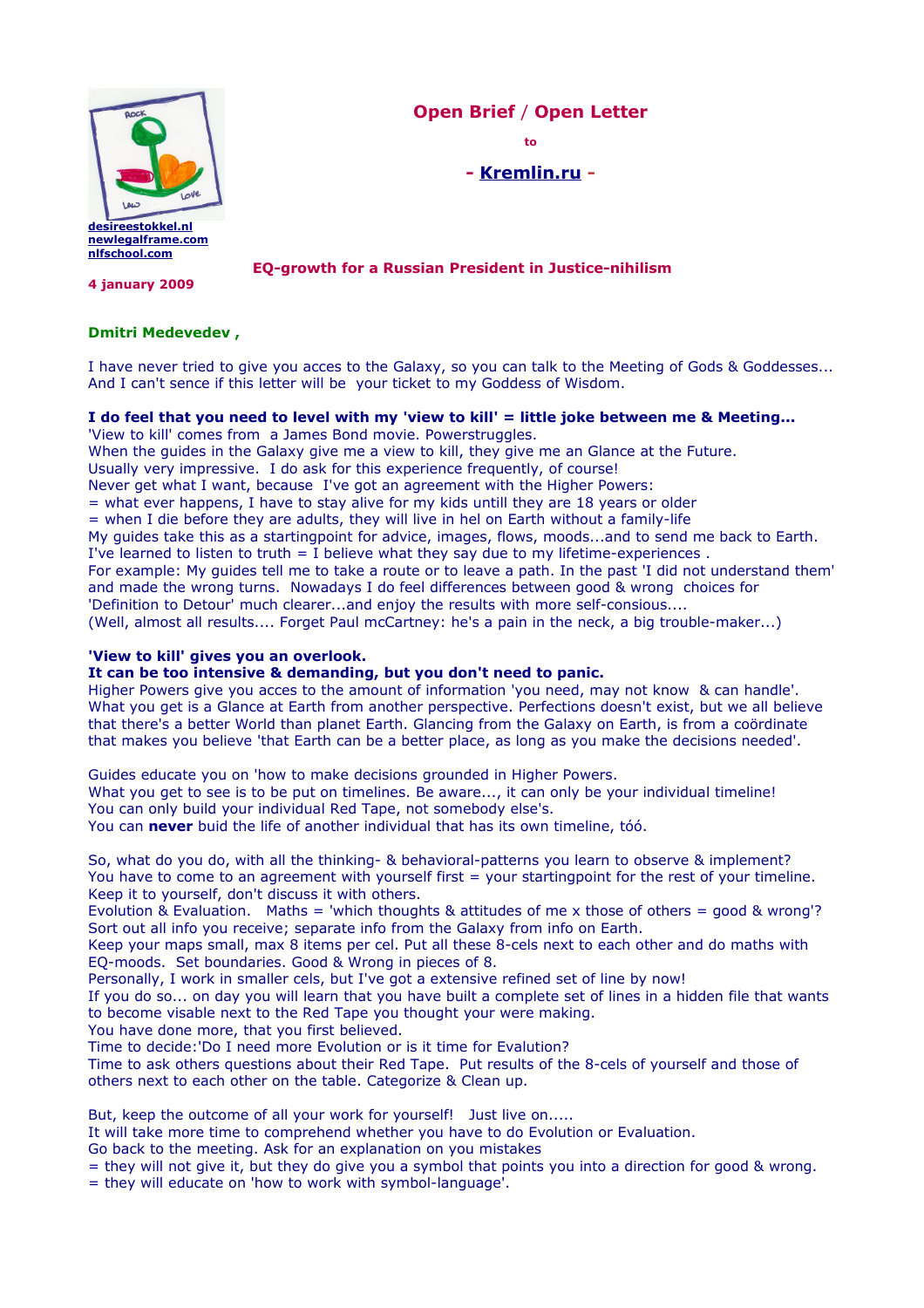desireestokkel.nl
newlegalframe.com
nlfschool.com

4 january 2009

# Open Brief / Open Letter

to

**- Kremlin.ru -**

## EQ-growth for a Russian President in Justice-nihilism

**Dmitri Medevedev ,**

I have never tried to give you acces to the Galaxy, so you can talk to the Meeting of Gods & Goddesses...
And I can't sence if this letter will be your ticket to my Goddess of Wisdom.

**I do feel that you need to level with my 'view to kill' = little joke between me & Meeting...**
'View to kill' comes from a James Bond movie. Powerstruggles.
When the guides in the Galaxy give me a view to kill, they give me an Glance at the Future.
Usually very impressive. I do ask for this experience frequently, of course!
Never get what I want, because I've got an agreement with the Higher Powers:
= what ever happens, I have to stay alive for my kids untill they are 18 years or older
= when I die before they are adults, they will live in hel on Earth without a family-life
My guides take this as a startingpoint for advice, images, flows, moods...and to send me back to Earth.
I've learned to listen to truth = I believe what they say due to my lifetime-experiences .
For example: My guides tell me to take a route or to leave a path. In the past 'I did not understand them' and made the wrong turns. Nowadays I do feel differences between good & wrong choices for 'Definition to Detour' much clearer...and enjoy the results with more self-consious....
(Well, almost all results.... Forget Paul mcCartney: he's a pain in the neck, a big trouble-maker...)

**'View to kill' gives you an overlook.**
**It can be too intensive & demanding, but you don't need to panic.**
Higher Powers give you acces to the amount of information 'you need, may not know & can handle'.
What you get is a Glance at Earth from another perspective. Perfections doesn't exist, but we all believe that there's a better World than planet Earth. Glancing from the Galaxy on Earth, is from a coördinate that makes you believe 'that Earth can be a better place, as long as you make the decisions needed'.

Guides educate you on 'how to make decisions grounded in Higher Powers.
What you get to see is to be put on timelines. Be aware..., it can only be your individual timeline!
You can only build your individual Red Tape, not somebody else's.
You can **never** buid the life of another individual that has its own timeline, tóó.

So, what do you do, with all the thinking- & behavioral-patterns you learn to observe & implement?
You have to come to an agreement with yourself first = your startingpoint for the rest of your timeline.
Keep it to yourself, don't discuss it with others.
Evolution & Evaluation. Maths = 'which thoughts & attitudes of me x those of others = good & wrong'?
Sort out all info you receive; separate info from the Galaxy from info on Earth.
Keep your maps small, max 8 items per cel. Put all these 8-cels next to each other and do maths with EQ-moods. Set boundaries. Good & Wrong in pieces of 8.
Personally, I work in smaller cels, but I've got a extensive refined set of line by now!
If you do so... on day you will learn that you have built a complete set of lines in a hidden file that wants to become visable next to the Red Tape you thought your were making.
You have done more, that you first believed.
Time to decide:'Do I need more Evolution or is it time for Evalution?
Time to ask others questions about their Red Tape. Put results of the 8-cels of yourself and those of others next to each other on the table. Categorize & Clean up.

But, keep the outcome of all your work for yourself! Just live on.....
It will take more time to comprehend whether you have to do Evolution or Evaluation.
Go back to the meeting. Ask for an explanation on you mistakes
= they will not give it, but they do give you a symbol that points you into a direction for good & wrong.
= they will educate on 'how to work with symbol-language'.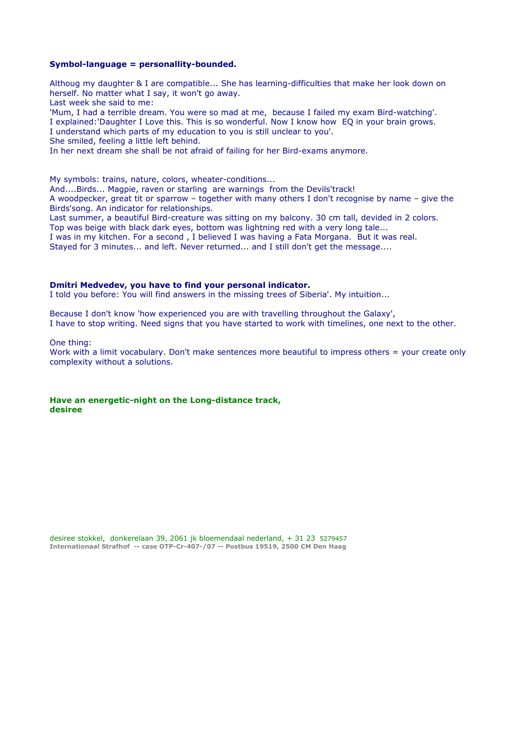**Symbol-language = personallity-bounded.**

Althoug my daughter & I are compatible... She has learning-difficulties that make her look down on herself. No matter what I say, it won't go away.
Last week she said to me:
'Mum, I had a terrible dream. You were so mad at me, because I failed my exam Bird-watching'.
I explained:'Daughter I Love this. This is so wonderful. Now I know how EQ in your brain grows.
I understand which parts of my education to you is still unclear to you'.
She smiled, feeling a little left behind.
In her next dream she shall be not afraid of failing for her Bird-exams anymore.

My symbols: trains, nature, colors, wheater-conditions...
And....Birds... Magpie, raven or starling are warnings from the Devils'track!
A woodpecker, great tit or sparrow – together with many others I don't recognise by name – give the Birds'song. An indicator for relationships.
Last summer, a beautiful Bird-creature was sitting on my balcony. 30 cm tall, devided in 2 colors.
Top was beige with black dark eyes, bottom was lightning red with a very long tale...
I was in my kitchen. For a second , I believed I was having a Fata Morgana. But it was real.
Stayed for 3 minutes... and left. Never returned... and I still don't get the message....

**Dmitri Medvedev, you have to find your personal indicator.**
I told you before: You will find answers in the missing trees of Siberia'. My intuition...

Because I don't know 'how experienced you are with travelling throughout the Galaxy',
I have to stop writing. Need signs that you have started to work with timelines, one next to the other.

One thing:
Work with a limit vocabulary. Don't make sentences more beautiful to impress others = your create only complexity without a solutions.

**Have an energetic-night on the Long-distance track,**
**desiree**

desiree stokkel, donkerelaan 39, 2061 jk bloemendaal nederland, + 31 23 5279457
**Internationaal Strafhof -- case OTP-Cr-407-/07 -- Postbus 19519, 2500 CM Den Haag**